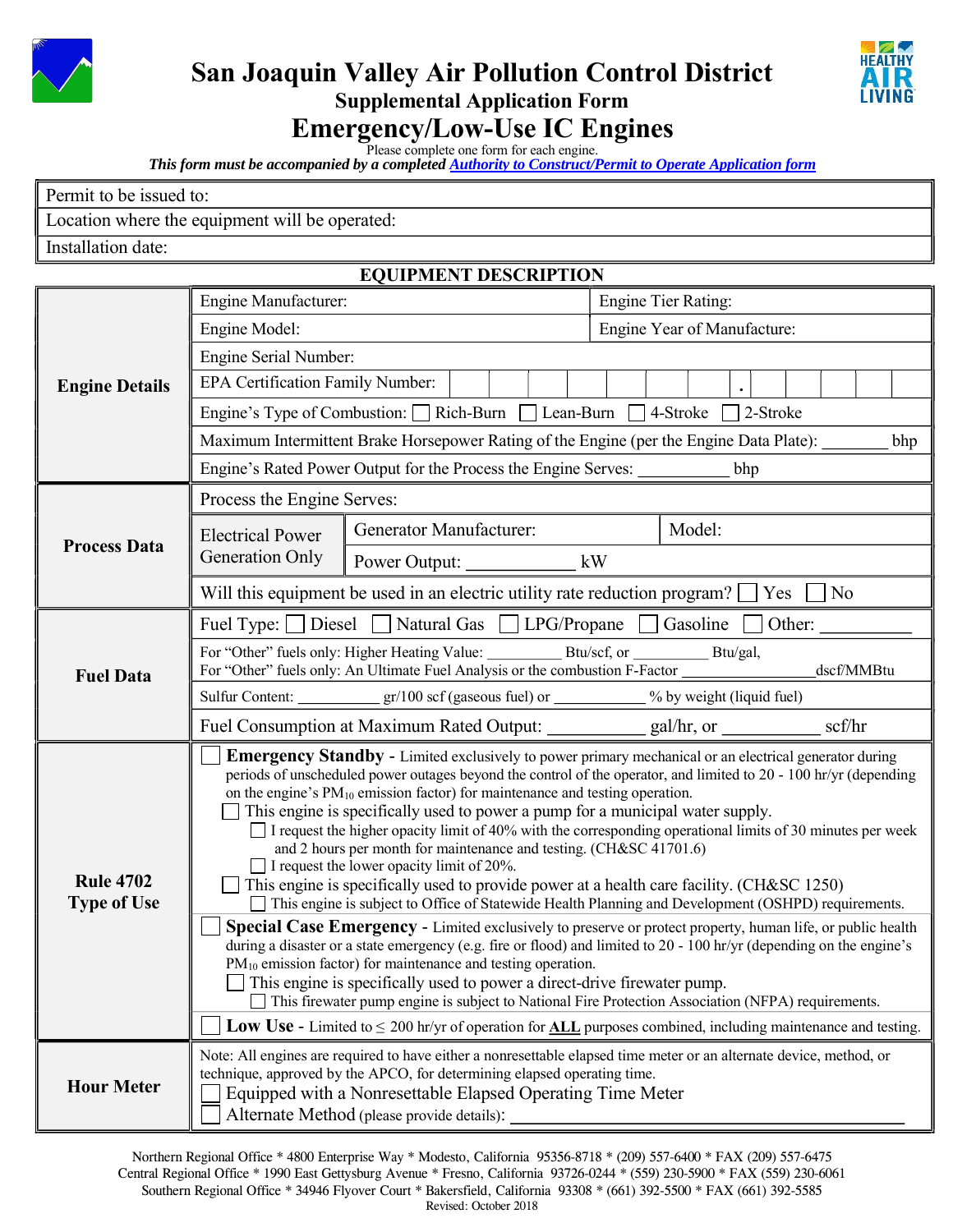# San Joaquin Valley Air Pollution Control District

## Supplemental Application Form

# Emergency/Low-Use IC Engines

Please complete one form for each engine.

***This form must be accompanied by a completed Authority to Construct/Permit to Operate Application form***

| |
|---|
| Permit to be issued to: |
| Location where the equipment will be operated: |
| Installation date: |

**EQUIPMENT DESCRIPTION**

| | | | |
|---|---|---|---|
| **Engine Details** | Engine Manufacturer: | | Engine Tier Rating: |
| | Engine Model: | | Engine Year of Manufacture: |
| | Engine Serial Number: | | |
| | EPA Certification Family Number: [ ][ ][ ][ ][ ][ ][ ][ . ][ ][ ][ ][ ][ ] | | |
| | Engine's Type of Combustion: ☐ Rich-Burn ☐ Lean-Burn ☐ 4-Stroke ☐ 2-Stroke | | |
| | Maximum Intermittent Brake Horsepower Rating of the Engine (per the Engine Data Plate): ________ bhp | | |
| | Engine's Rated Power Output for the Process the Engine Serves: __________ bhp | | |
| **Process Data** | Process the Engine Serves: | | |
| | Electrical Power Generation Only | Generator Manufacturer: | Model: |
| | | Power Output: ____________ kW | |
| | Will this equipment be used in an electric utility rate reduction program? ☐ Yes ☐ No | | |
| **Fuel Data** | Fuel Type: ☐ Diesel ☐ Natural Gas ☐ LPG/Propane ☐ Gasoline ☐ Other: __________ | | |
| | For "Other" fuels only: Higher Heating Value: _________ Btu/scf, or _________ Btu/gal,<br>For "Other" fuels only: An Ultimate Fuel Analysis or the combustion F-Factor ________________ dscf/MMBtu | | |
| | Sulfur Content: __________ gr/100 scf (gaseous fuel) or ___________ % by weight (liquid fuel) | | |
| | Fuel Consumption at Maximum Rated Output: __________ gal/hr, or __________ scf/hr | | |
| **Rule 4702 Type of Use** | ☐ **Emergency Standby** - Limited exclusively to power primary mechanical or an electrical generator during periods of unscheduled power outages beyond the control of the operator, and limited to 20 - 100 hr/yr (depending on the engine's $PM_{10}$ emission factor) for maintenance and testing operation.<br>☐ This engine is specifically used to power a pump for a municipal water supply.<br>☐ I request the higher opacity limit of 40% with the corresponding operational limits of 30 minutes per week and 2 hours per month for maintenance and testing. (CH&SC 41701.6)<br>☐ I request the lower opacity limit of 20%.<br>☐ This engine is specifically used to provide power at a health care facility. (CH&SC 1250)<br>☐ This engine is subject to Office of Statewide Health Planning and Development (OSHPD) requirements. | | |
| | ☐ **Special Case Emergency** - Limited exclusively to preserve or protect property, human life, or public health during a disaster or a state emergency (e.g. fire or flood) and limited to 20 - 100 hr/yr (depending on the engine's $PM_{10}$ emission factor) for maintenance and testing operation.<br>☐ This engine is specifically used to power a direct-drive firewater pump.<br>☐ This firewater pump engine is subject to National Fire Protection Association (NFPA) requirements. | | |
| | ☐ **Low Use** - Limited to ≤ 200 hr/yr of operation for **ALL** purposes combined, including maintenance and testing. | | |
| **Hour Meter** | Note: All engines are required to have either a nonresettable elapsed time meter or an alternate device, method, or technique, approved by the APCO, for determining elapsed operating time.<br>☐ Equipped with a Nonresettable Elapsed Operating Time Meter<br>☐ Alternate Method (please provide details): ______________________________ | | |

Northern Regional Office * 4800 Enterprise Way * Modesto, California 95356-8718 * (209) 557-6400 * FAX (209) 557-6475
Central Regional Office * 1990 East Gettysburg Avenue * Fresno, California 93726-0244 * (559) 230-5900 * FAX (559) 230-6061
Southern Regional Office * 34946 Flyover Court * Bakersfield, California 93308 * (661) 392-5500 * FAX (661) 392-5585
Revised: October 2018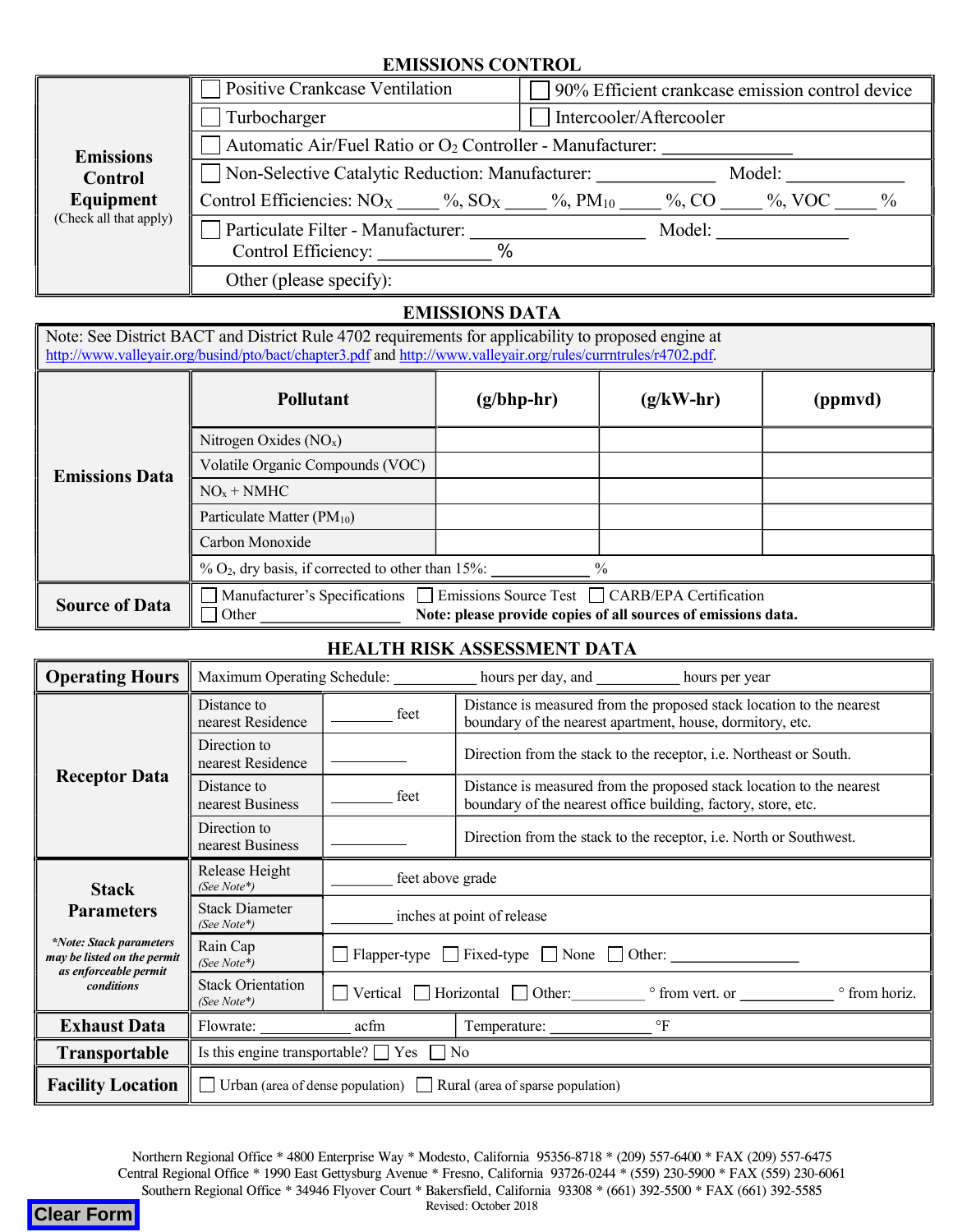## EMISSIONS CONTROL

| | | |
|---|---|---|
| **Emissions Control Equipment** (Check all that apply) | ☐ Positive Crankcase Ventilation | ☐ 90% Efficient crankcase emission control device |
| | ☐ Turbocharger | ☐ Intercooler/Aftercooler |
| | ☐ Automatic Air/Fuel Ratio or $O_2$ Controller - Manufacturer: ______________ | |
| | ☐ Non-Selective Catalytic Reduction: Manufacturer: _____________ Model: _____________ Control Efficiencies: $NO_X$ _____ %, $SO_X$ _____ %, $PM_{10}$ _____ %, CO _____ %, VOC _____ % | |
| | ☐ Particulate Filter - Manufacturer: ___________________ Model: ______________ Control Efficiency: ____________ % | |
| | Other (please specify): | |

## EMISSIONS DATA

Note: See District BACT and District Rule 4702 requirements for applicability to proposed engine at http://www.valleyair.org/busind/pto/bact/chapter3.pdf and http://www.valleyair.org/rules/currntrules/r4702.pdf.

| | Pollutant | (g/bhp-hr) | (g/kW-hr) | (ppmvd) |
|---|---|---|---|---|
| **Emissions Data** | Nitrogen Oxides ($NO_x$) | | | |
| | Volatile Organic Compounds (VOC) | | | |
| | $NO_x$ + NMHC | | | |
| | Particulate Matter ($PM_{10}$) | | | |
| | Carbon Monoxide | | | |
| | % $O_2$, dry basis, if corrected to other than 15%: ___________ % | | | |
| **Source of Data** | ☐ Manufacturer's Specifications ☐ Emissions Source Test ☐ CARB/EPA Certification ☐ Other _________________ **Note: please provide copies of all sources of emissions data.** | | | |

## HEALTH RISK ASSESSMENT DATA

| | | | |
|---|---|---|---|
| **Operating Hours** | Maximum Operating Schedule: __________ hours per day, and __________ hours per year | | |
| **Receptor Data** | Distance to nearest Residence | _______ feet | Distance is measured from the proposed stack location to the nearest boundary of the nearest apartment, house, dormitory, etc. |
| | Direction to nearest Residence | __________ | Direction from the stack to the receptor, i.e. Northeast or South. |
| | Distance to nearest Business | _______ feet | Distance is measured from the proposed stack location to the nearest boundary of the nearest office building, factory, store, etc. |
| | Direction to nearest Business | __________ | Direction from the stack to the receptor, i.e. North or Southwest. |
| **Stack Parameters** *\*Note: Stack parameters may be listed on the permit as enforceable permit conditions* | Release Height *(See Note\*)* | _______ feet above grade | |
| | Stack Diameter *(See Note\*)* | _______ inches at point of release | |
| | Rain Cap *(See Note\*)* | ☐ Flapper-type ☐ Fixed-type ☐ None ☐ Other: _______________ | |
| | Stack Orientation *(See Note\*)* | ☐ Vertical ☐ Horizontal ☐ Other:_________ ° from vert. or ___________ ° from horiz. | |
| **Exhaust Data** | Flowrate: ___________ acfm | Temperature: ____________ °F | |
| **Transportable** | Is this engine transportable? ☐ Yes ☐ No | | |
| **Facility Location** | ☐ Urban (area of dense population) ☐ Rural (area of sparse population) | | |

Northern Regional Office * 4800 Enterprise Way * Modesto, California 95356-8718 * (209) 557-6400 * FAX (209) 557-6475
Central Regional Office * 1990 East Gettysburg Avenue * Fresno, California 93726-0244 * (559) 230-5900 * FAX (559) 230-6061
Southern Regional Office * 34946 Flyover Court * Bakersfield, California 93308 * (661) 392-5500 * FAX (661) 392-5585
Revised: October 2018

Clear Form